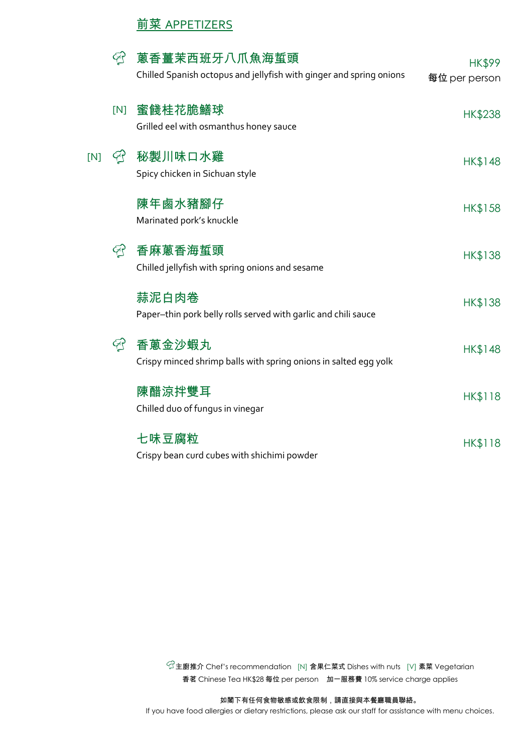## 前菜 APPETIZERS

| | 菜式 Dish | 價格 Price |
|---|---|---|
| 🍴 | **蔥香薑茉西班牙八爪魚海蜇頭**<br>Chilled Spanish octopus and jellyfish with ginger and spring onions | HK$99<br>每位 per person |
| [N] | **蜜餞桂花脆鱔球**<br>Grilled eel with osmanthus honey sauce | HK$238 |
| [N] 🍴 | **秘製川味口水雞**<br>Spicy chicken in Sichuan style | HK$148 |
| | **陳年鹵水豬腳仔**<br>Marinated pork's knuckle | HK$158 |
| 🍴 | **香麻蔥香海蜇頭**<br>Chilled jellyfish with spring onions and sesame | HK$138 |
| | **蒜泥白肉卷**<br>Paper–thin pork belly rolls served with garlic and chili sauce | HK$138 |
| 🍴 | **香蔥金沙蝦丸**<br>Crispy minced shrimp balls with spring onions in salted egg yolk | HK$148 |
| | **陳醋涼拌雙耳**<br>Chilled duo of fungus in vinegar | HK$118 |
| | **七味豆腐粒**<br>Crispy bean curd cubes with shichimi powder | HK$118 |

🍴主廚推介 Chef's recommendation [N] 含果仁菜式 Dishes with nuts [V] 素菜 Vegetarian

香茗 Chinese Tea HK$28 每位 per person 加一服務費 10% service charge applies

**如閣下有任何食物敏感或飲食限制，請直接與本餐廳職員聯絡。**

If you have food allergies or dietary restrictions, please ask our staff for assistance with menu choices.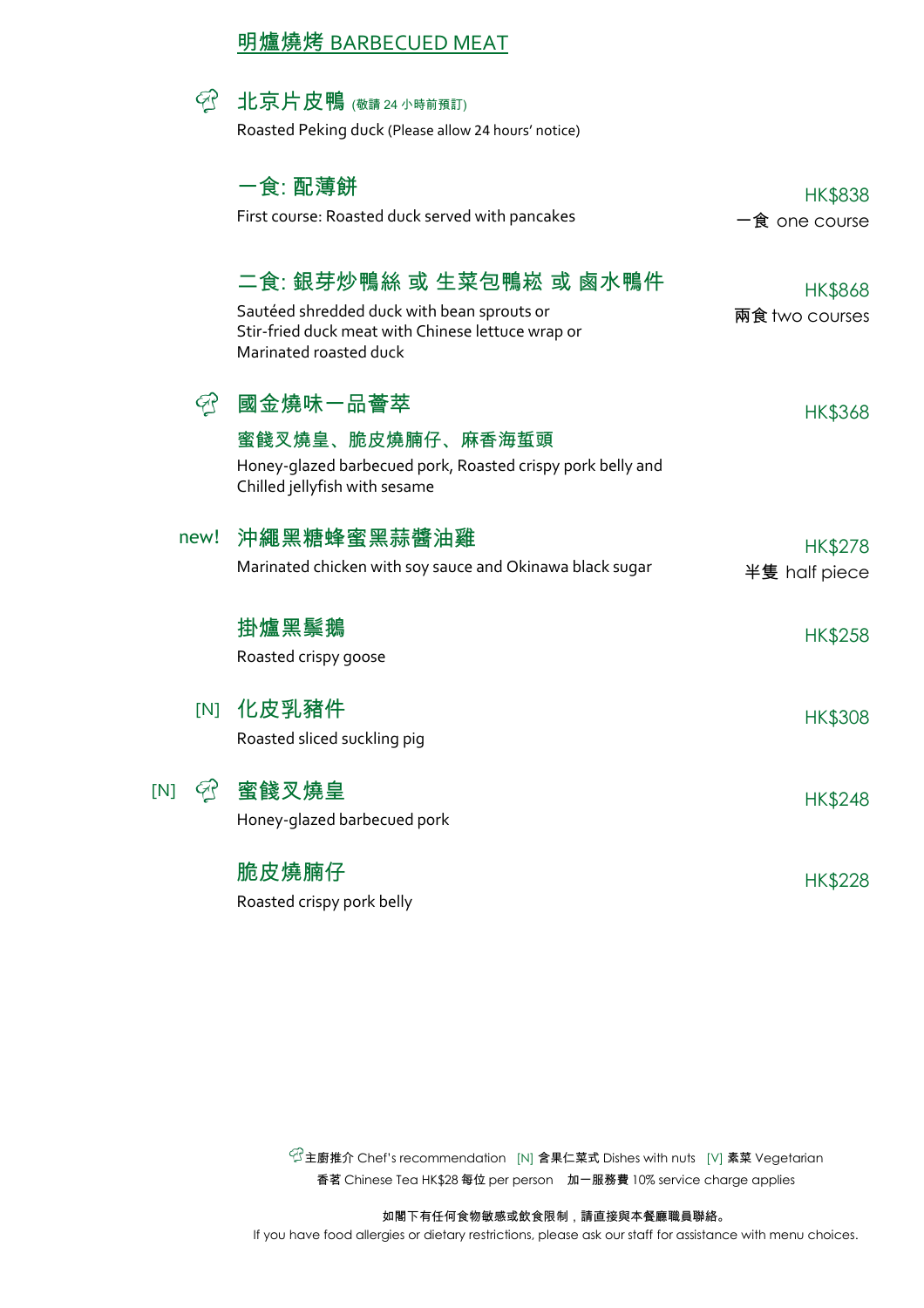## 明爐燒烤 BARBECUED MEAT

### 北京片皮鴨 (敬請 24 小時前預訂)

Roasted Peking duck (Please allow 24 hours' notice)

**一食: 配薄餅**

First course: Roasted duck served with pancakes

HK$838
一食 one course

**二食: 銀芽炒鴨絲 或 生菜包鴨崧 或 鹵水鴨件**

Sautéed shredded duck with bean sprouts or
Stir-fried duck meat with Chinese lettuce wrap or
Marinated roasted duck

HK$868
兩食 two courses

### 國金燒味一品薈萃

**蜜餞叉燒皇、脆皮燒腩仔、麻香海蜇頭**

Honey-glazed barbecued pork, Roasted crispy pork belly and Chilled jellyfish with sesame

HK$368

### new! 沖繩黑糖蜂蜜黑蒜醬油雞

Marinated chicken with soy sauce and Okinawa black sugar

HK$278
半隻 half piece

### 掛爐黑鬃鵝

Roasted crispy goose

HK$258

### [N] 化皮乳豬件

Roasted sliced suckling pig

HK$308

### [N] 蜜餞叉燒皇

Honey-glazed barbecued pork

HK$248

### 脆皮燒腩仔

Roasted crispy pork belly

HK$228

主廚推介 Chef's recommendation [N] 含果仁菜式 Dishes with nuts [V] 素菜 Vegetarian
香茗 Chinese Tea HK$28 每位 per person 加一服務費 10% service charge applies

**如閣下有任何食物敏感或飲食限制，請直接與本餐廳職員聯絡。**
If you have food allergies or dietary restrictions, please ask our staff for assistance with menu choices.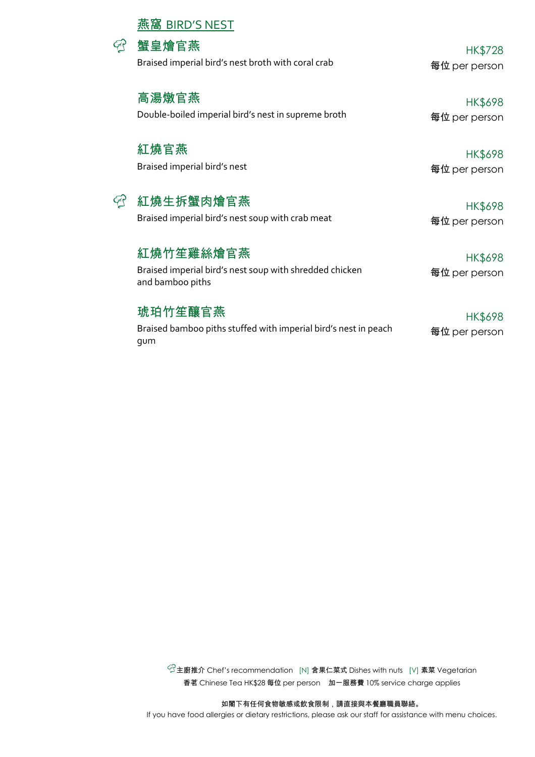## 燕窩 BIRD'S NEST

**蟹皇燴官燕** (Chef's recommendation)
Braised imperial bird's nest broth with coral crab
HK$728
每位 per person

**高湯燉官燕**
Double-boiled imperial bird's nest in supreme broth
HK$698
每位 per person

**紅燒官燕**
Braised imperial bird's nest
HK$698
每位 per person

**紅燒生拆蟹肉燴官燕** (Chef's recommendation)
Braised imperial bird's nest soup with crab meat
HK$698
每位 per person

**紅燒竹笙雞絲燴官燕**
Braised imperial bird's nest soup with shredded chicken and bamboo piths
HK$698
每位 per person

**琥珀竹笙釀官燕**
Braised bamboo piths stuffed with imperial bird's nest in peach gum
HK$698
每位 per person

主廚推介 Chef's recommendation [N] 含果仁菜式 Dishes with nuts [V] 素菜 Vegetarian
香茗 Chinese Tea HK$28 每位 per person 加一服務費 10% service charge applies

**如閣下有任何食物敏感或飲食限制，請直接與本餐廳職員聯絡。**
If you have food allergies or dietary restrictions, please ask our staff for assistance with menu choices.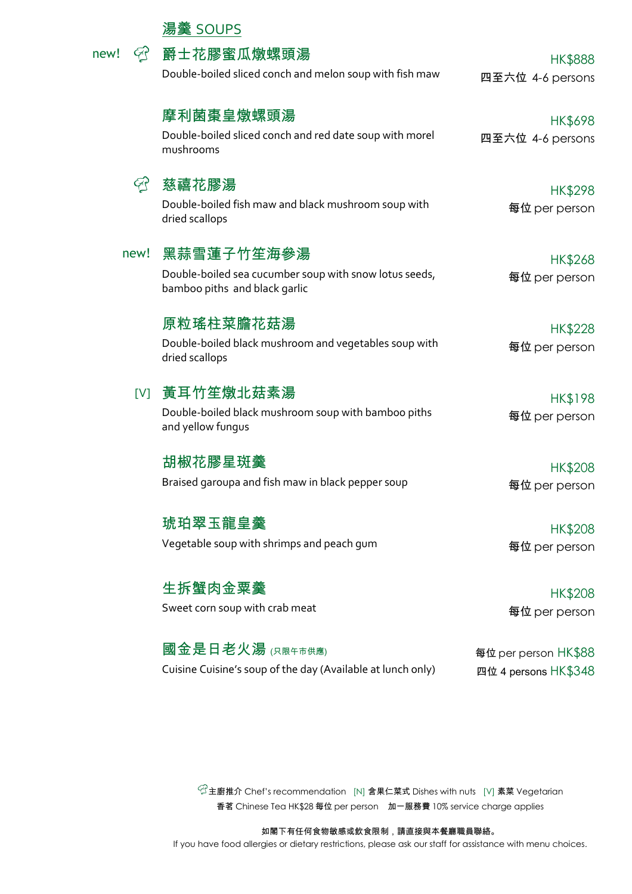## 湯羹 SOUPS

new! 🧑‍🍳 **爵士花膠蜜瓜燉螺頭湯**
Double-boiled sliced conch and melon soup with fish maw
HK$888
四至六位 4-6 persons

**摩利菌棗皇燉螺頭湯**
Double-boiled sliced conch and red date soup with morel mushrooms
HK$698
四至六位 4-6 persons

🧑‍🍳 **慈禧花膠湯**
Double-boiled fish maw and black mushroom soup with dried scallops
HK$298
每位 per person

new! **黑蒜雪蓮子竹笙海參湯**
Double-boiled sea cucumber soup with snow lotus seeds, bamboo piths and black garlic
HK$268
每位 per person

**原粒瑤柱菜膽花菇湯**
Double-boiled black mushroom and vegetables soup with dried scallops
HK$228
每位 per person

[V] **黃耳竹笙燉北菇素湯**
Double-boiled black mushroom soup with bamboo piths and yellow fungus
HK$198
每位 per person

**胡椒花膠星斑羹**
Braised garoupa and fish maw in black pepper soup
HK$208
每位 per person

**琥珀翠玉龍皇羹**
Vegetable soup with shrimps and peach gum
HK$208
每位 per person

**生拆蟹肉金粟羹**
Sweet corn soup with crab meat
HK$208
每位 per person

**國金是日老火湯** (只限午市供應)
Cuisine Cuisine's soup of the day (Available at lunch only)
每位 per person HK$88
四位 4 persons HK$348

🧑‍🍳主廚推介 Chef's recommendation [N] 含果仁菜式 Dishes with nuts [V] 素菜 Vegetarian
香茗 Chinese Tea HK$28 每位 per person 加一服務費 10% service charge applies

如閣下有任何食物敏感或飲食限制，請直接與本餐廳職員聯絡。
If you have food allergies or dietary restrictions, please ask our staff for assistance with menu choices.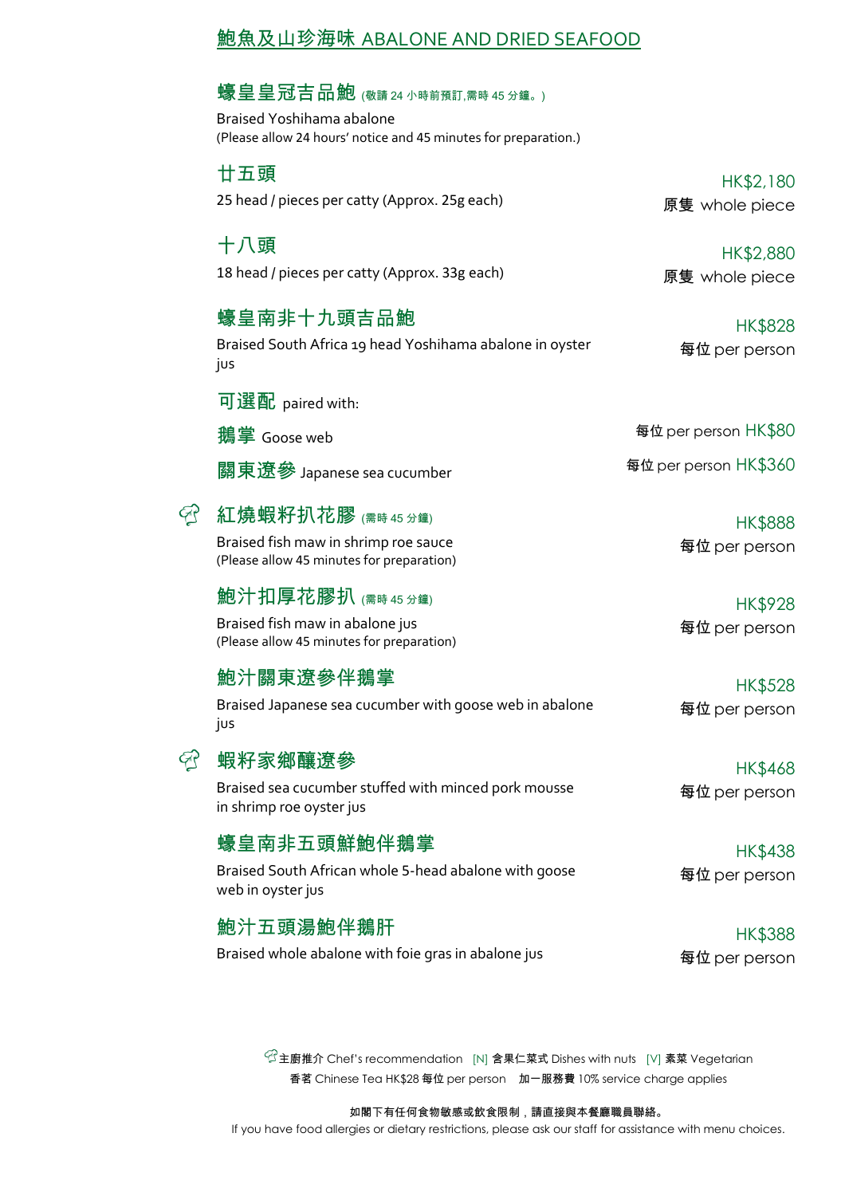# 鮑魚及山珍海味 ABALONE AND DRIED SEAFOOD

### 蠔皇皇冠吉品鮑 (敬請 24 小時前預訂,需時 45 分鐘。)

Braised Yoshihama abalone
(Please allow 24 hours' notice and 45 minutes for preparation.)

**廿五頭**
25 head / pieces per catty (Approx. 25g each) — HK$2,180 原隻 whole piece

**十八頭**
18 head / pieces per catty (Approx. 33g each) — HK$2,880 原隻 whole piece

### 蠔皇南非十九頭吉品鮑

Braised South Africa 19 head Yoshihama abalone in oyster jus — HK$828 每位 per person

**可選配** paired with:

**鵝掌** Goose web — 每位 per person HK$80

**關東遼參** Japanese sea cucumber — 每位 per person HK$360

### 紅燒蝦籽扒花膠 (需時 45 分鐘) (Chef's recommendation)

Braised fish maw in shrimp roe sauce
(Please allow 45 minutes for preparation) — HK$888 每位 per person

### 鮑汁扣厚花膠扒 (需時 45 分鐘)

Braised fish maw in abalone jus
(Please allow 45 minutes for preparation) — HK$928 每位 per person

### 鮑汁關東遼參伴鵝掌

Braised Japanese sea cucumber with goose web in abalone jus — HK$528 每位 per person

### 蝦籽家鄉釀遼參 (Chef's recommendation)

Braised sea cucumber stuffed with minced pork mousse in shrimp roe oyster jus — HK$468 每位 per person

### 蠔皇南非五頭鮮鮑伴鵝掌

Braised South African whole 5-head abalone with goose web in oyster jus — HK$438 每位 per person

### 鮑汁五頭湯鮑伴鵝肝

Braised whole abalone with foie gras in abalone jus — HK$388 每位 per person

主廚推介 Chef's recommendation [N] 含果仁菜式 Dishes with nuts [V] 素菜 Vegetarian
香茗 Chinese Tea HK$28 每位 per person 加一服務費 10% service charge applies

如閣下有任何食物敏感或飲食限制，請直接與本餐廳職員聯絡。
If you have food allergies or dietary restrictions, please ask our staff for assistance with menu choices.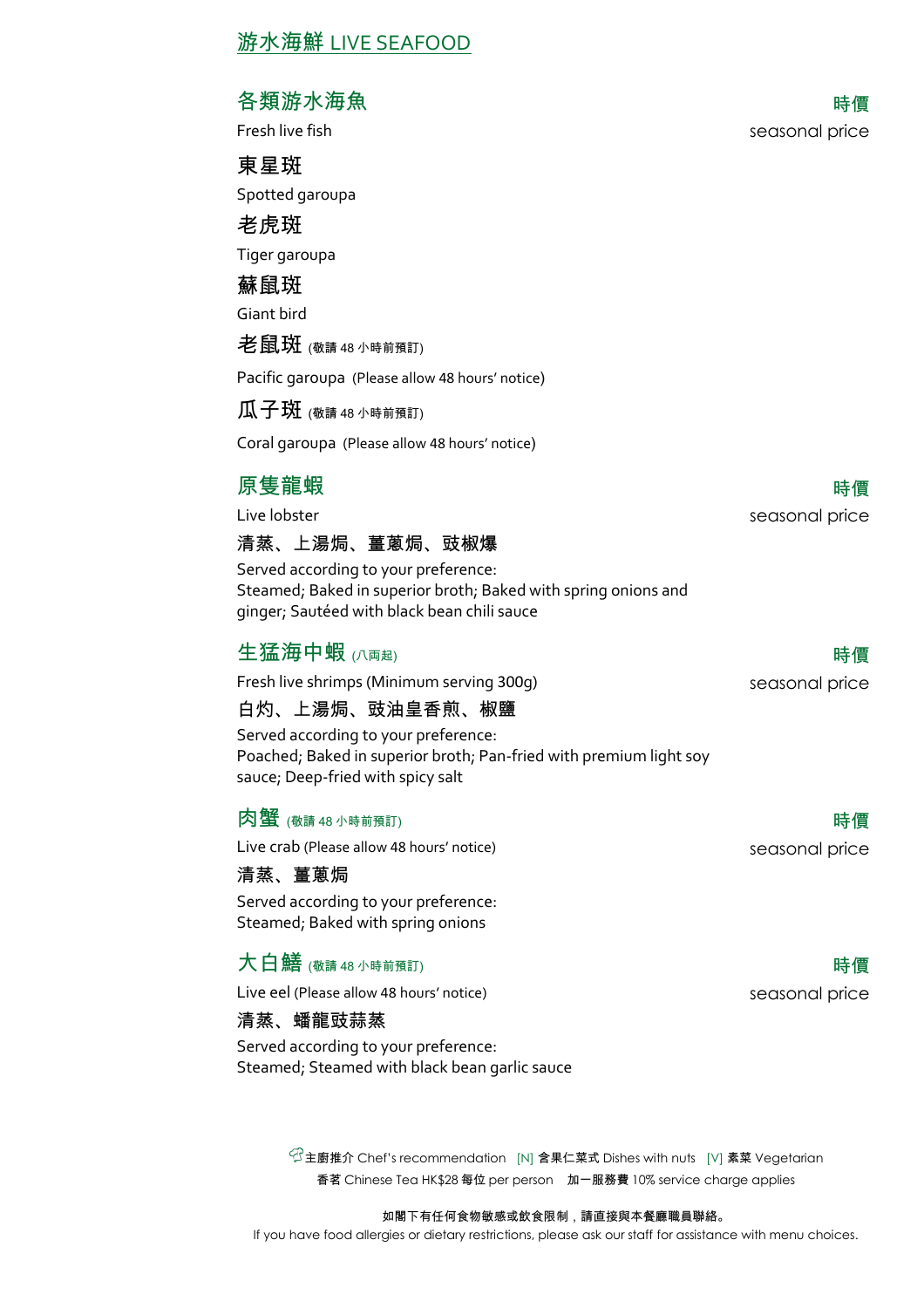# 游水海鮮 LIVE SEAFOOD

## 各類游水海魚

Fresh live fish

時價
seasonal price

**東星斑**

Spotted garoupa

**老虎斑**

Tiger garoupa

**蘇鼠斑**

Giant bird

**老鼠斑** (敬請 48 小時前預訂)

Pacific garoupa (Please allow 48 hours' notice)

**瓜子斑** (敬請 48 小時前預訂)

Coral garoupa (Please allow 48 hours' notice)

## 原隻龍蝦

Live lobster

時價
seasonal price

**清蒸、上湯焗、薑蔥焗、豉椒爆**

Served according to your preference:
Steamed; Baked in superior broth; Baked with spring onions and ginger; Sautéed with black bean chili sauce

## 生猛海中蝦 (八両起)

Fresh live shrimps (Minimum serving 300g)

時價
seasonal price

**白灼、上湯焗、豉油皇香煎、椒鹽**

Served according to your preference:
Poached; Baked in superior broth; Pan-fried with premium light soy sauce; Deep-fried with spicy salt

## 肉蟹 (敬請 48 小時前預訂)

Live crab (Please allow 48 hours' notice)

時價
seasonal price

**清蒸、薑蔥焗**

Served according to your preference:
Steamed; Baked with spring onions

## 大白鱔 (敬請 48 小時前預訂)

Live eel (Please allow 48 hours' notice)

時價
seasonal price

**清蒸、蟠龍豉蒜蒸**

Served according to your preference:
Steamed; Steamed with black bean garlic sauce

主廚推介 Chef's recommendation [N] 含果仁菜式 Dishes with nuts [V] 素菜 Vegetarian

香茗 Chinese Tea HK$28 每位 per person 加一服務費 10% service charge applies

**如閣下有任何食物敏感或飲食限制，請直接與本餐廳職員聯絡。**

If you have food allergies or dietary restrictions, please ask our staff for assistance with menu choices.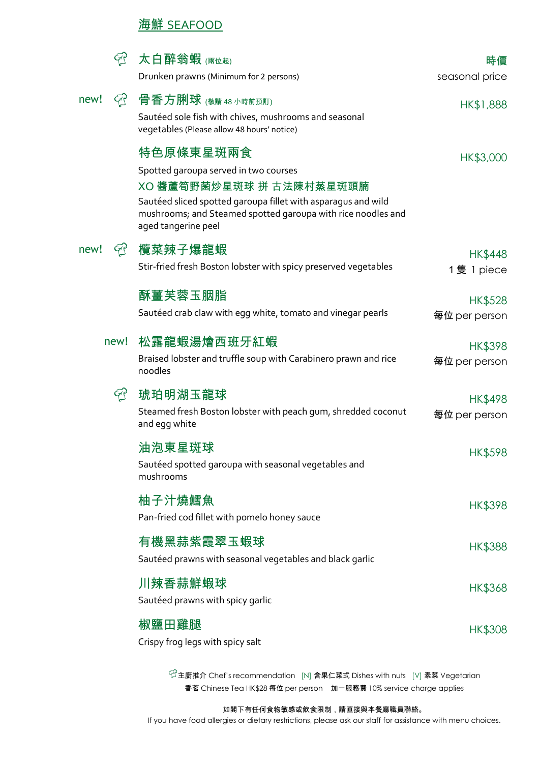## 海鮮 SEAFOOD

| | 菜式 | 價格 |
|---|---|---|
| 🍳 | **太白醉翁蝦** (兩位起)<br>Drunken prawns (Minimum for 2 persons) | 時價<br>seasonal price |
| new! 🍳 | **骨香方脷球** (敬請 48 小時前預訂)<br>Sautéed sole fish with chives, mushrooms and seasonal vegetables (Please allow 48 hours' notice) | HK$1,888 |
| | **特色原條東星斑兩食**<br>Spotted garoupa served in two courses<br>XO 醬蘆筍野菌炒星斑球 拼 古法陳村蒸星斑頭腩<br>Sautéed sliced spotted garoupa fillet with asparagus and wild mushrooms; and Steamed spotted garoupa with rice noodles and aged tangerine peel | HK$3,000 |
| new! 🍳 | **欖菜辣子爆龍蝦**<br>Stir-fried fresh Boston lobster with spicy preserved vegetables | HK$448<br>1 隻 1 piece |
| | **酥薑芙蓉玉胭脂**<br>Sautéed crab claw with egg white, tomato and vinegar pearls | HK$528<br>每位 per person |
| new! | **松露龍蝦湯燴西班牙紅蝦**<br>Braised lobster and truffle soup with Carabinero prawn and rice noodles | HK$398<br>每位 per person |
| 🍳 | **琥珀明湖玉龍球**<br>Steamed fresh Boston lobster with peach gum, shredded coconut and egg white | HK$498<br>每位 per person |
| | **油泡東星斑球**<br>Sautéed spotted garoupa with seasonal vegetables and mushrooms | HK$598 |
| | **柚子汁燒鱈魚**<br>Pan-fried cod fillet with pomelo honey sauce | HK$398 |
| | **有機黑蒜紫霞翠玉蝦球**<br>Sautéed prawns with seasonal vegetables and black garlic | HK$388 |
| | **川辣香蒜鮮蝦球**<br>Sautéed prawns with spicy garlic | HK$368 |
| | **椒鹽田雞腿**<br>Crispy frog legs with spicy salt | HK$308 |

🍳主廚推介 Chef's recommendation [N] 含果仁菜式 Dishes with nuts [V] 素菜 Vegetarian

香茗 Chinese Tea HK$28 每位 per person 加一服務費 10% service charge applies

如閣下有任何食物敏感或飲食限制，請直接與本餐廳職員聯絡。

If you have food allergies or dietary restrictions, please ask our staff for assistance with menu choices.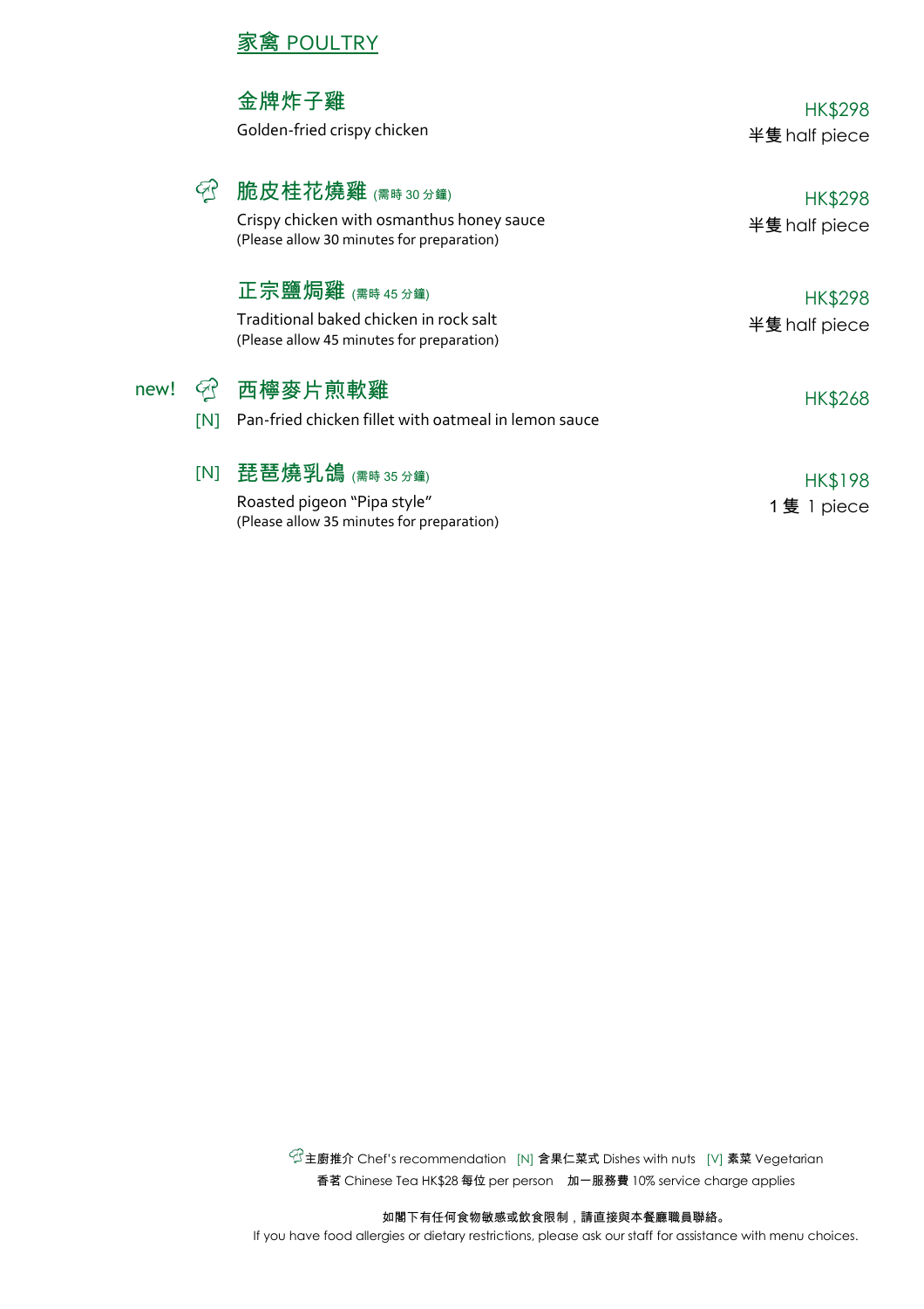## 家禽 POULTRY

### 金牌炸子雞
Golden-fried crispy chicken

HK$298
半隻 half piece

### 🍳 脆皮桂花燒雞 (需時 30 分鐘)
Crispy chicken with osmanthus honey sauce
(Please allow 30 minutes for preparation)

HK$298
半隻 half piece

### 正宗鹽焗雞 (需時 45 分鐘)
Traditional baked chicken in rock salt
(Please allow 45 minutes for preparation)

HK$298
半隻 half piece

### new! 🍳 [N] 西檸麥片煎軟雞
Pan-fried chicken fillet with oatmeal in lemon sauce

HK$268

### [N] 琵琶燒乳鴿 (需時 35 分鐘)
Roasted pigeon "Pipa style"
(Please allow 35 minutes for preparation)

HK$198
1 隻 1 piece

---

🍳主廚推介 Chef's recommendation [N] 含果仁菜式 Dishes with nuts [V] 素菜 Vegetarian

香茗 Chinese Tea HK$28 每位 per person 加一服務費 10% service charge applies

**如閣下有任何食物敏感或飲食限制，請直接與本餐廳職員聯絡。**

If you have food allergies or dietary restrictions, please ask our staff for assistance with menu choices.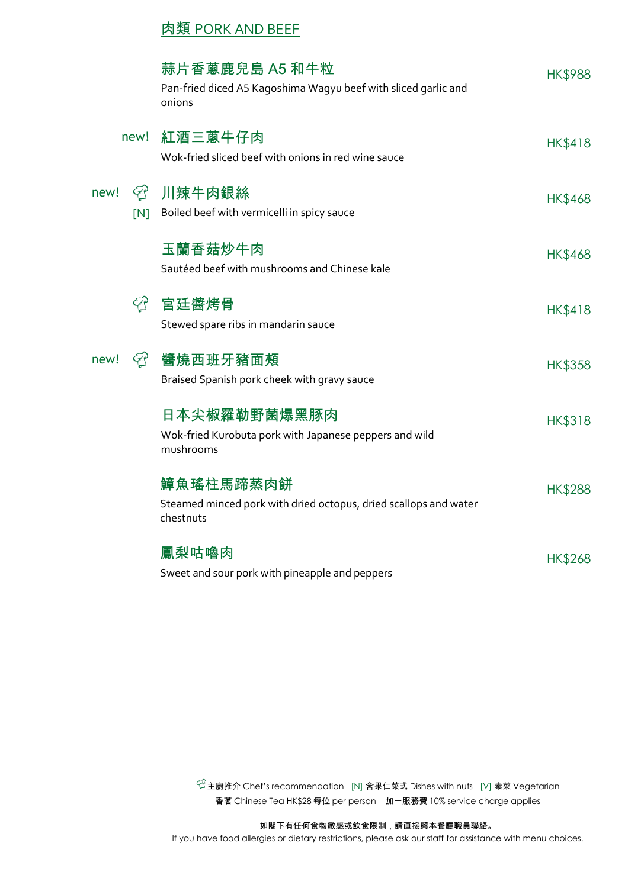## 肉類 PORK AND BEEF

**蒜片香蔥鹿兒島 A5 和牛粒** — HK$988
Pan-fried diced A5 Kagoshima Wagyu beef with sliced garlic and onions

new! **紅酒三蔥牛仔肉** — HK$418
Wok-fried sliced beef with onions in red wine sauce

new! 🍳 [N] **川辣牛肉銀絲** — HK$468
Boiled beef with vermicelli in spicy sauce

**玉蘭香菇炒牛肉** — HK$468
Sautéed beef with mushrooms and Chinese kale

🍳 **宮廷醬烤骨** — HK$418
Stewed spare ribs in mandarin sauce

new! 🍳 **醬燒西班牙豬面頰** — HK$358
Braised Spanish pork cheek with gravy sauce

**日本尖椒羅勒野菌爆黑豚肉** — HK$318
Wok-fried Kurobuta pork with Japanese peppers and wild mushrooms

**鱆魚瑤柱馬蹄蒸肉餅** — HK$288
Steamed minced pork with dried octopus, dried scallops and water chestnuts

**鳳梨咕嚕肉** — HK$268
Sweet and sour pork with pineapple and peppers

🍳主廚推介 Chef's recommendation [N] 含果仁菜式 Dishes with nuts [V] 素菜 Vegetarian
香茗 Chinese Tea HK$28 每位 per person 加一服務費 10% service charge applies

如閣下有任何食物敏感或飲食限制，請直接與本餐廳職員聯絡。
If you have food allergies or dietary restrictions, please ask our staff for assistance with menu choices.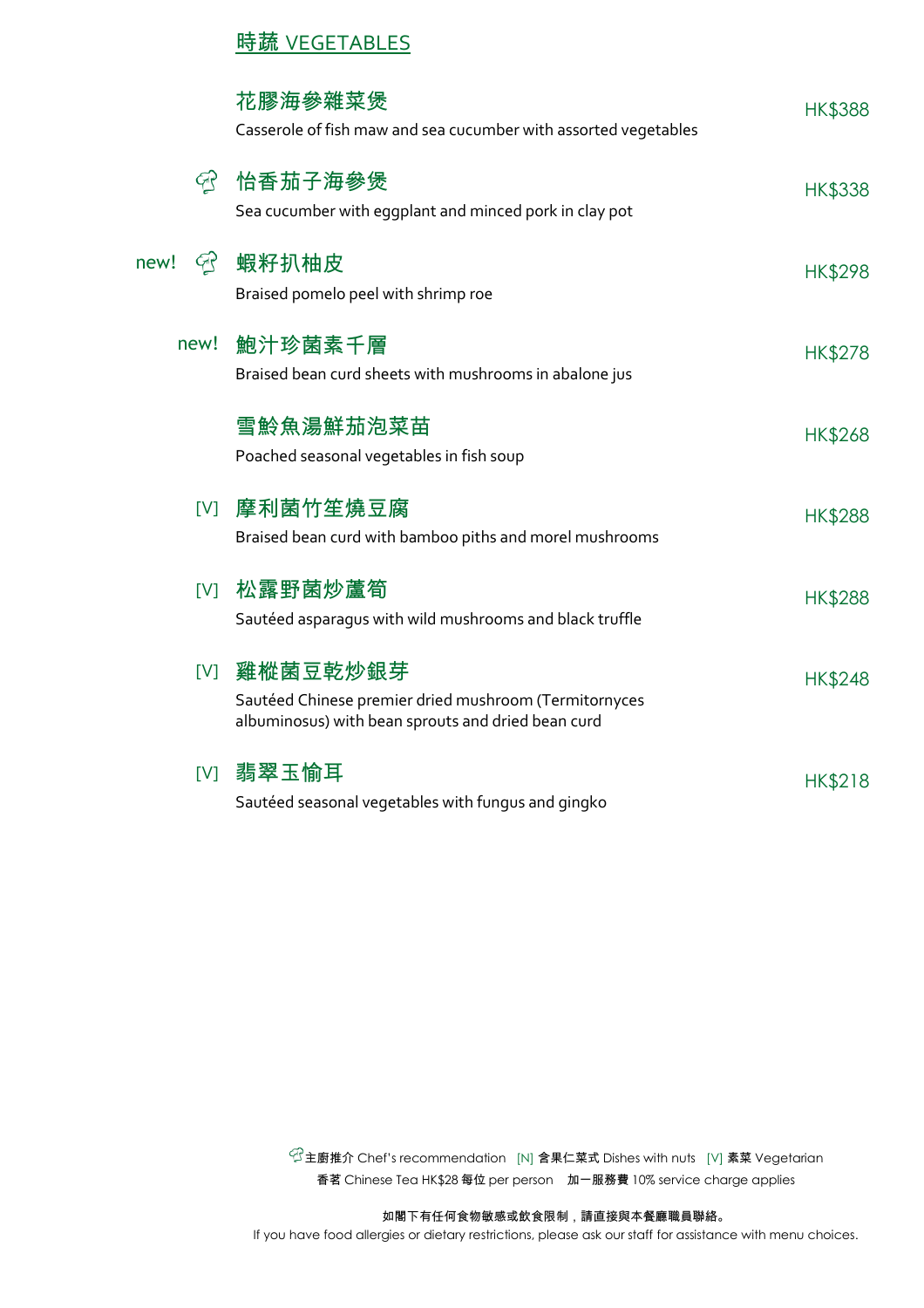## 時蔬 VEGETABLES

**花膠海參雜菜煲** — HK$388
Casserole of fish maw and sea cucumber with assorted vegetables

(Chef's recommendation) **怡香茄子海參煲** — HK$338
Sea cucumber with eggplant and minced pork in clay pot

new! (Chef's recommendation) **蝦籽扒柚皮** — HK$298
Braised pomelo peel with shrimp roe

new! **鮑汁珍菌素千層** — HK$278
Braised bean curd sheets with mushrooms in abalone jus

**雪鯰魚湯鮮茄泡菜苗** — HK$268
Poached seasonal vegetables in fish soup

[V] **摩利菌竹笙燒豆腐** — HK$288
Braised bean curd with bamboo piths and morel mushrooms

[V] **松露野菌炒蘆筍** — HK$288
Sautéed asparagus with wild mushrooms and black truffle

[V] **雞樅菌豆乾炒銀芽** — HK$248
Sautéed Chinese premier dried mushroom (Termitornyces albuminosus) with bean sprouts and dried bean curd

[V] **翡翠玉榆耳** — HK$218
Sautéed seasonal vegetables with fungus and gingko

主廚推介 Chef's recommendation [N] 含果仁菜式 Dishes with nuts [V] 素菜 Vegetarian
香茗 Chinese Tea HK$28 每位 per person 加一服務費 10% service charge applies

如閣下有任何食物敏感或飲食限制，請直接與本餐廳職員聯絡。
If you have food allergies or dietary restrictions, please ask our staff for assistance with menu choices.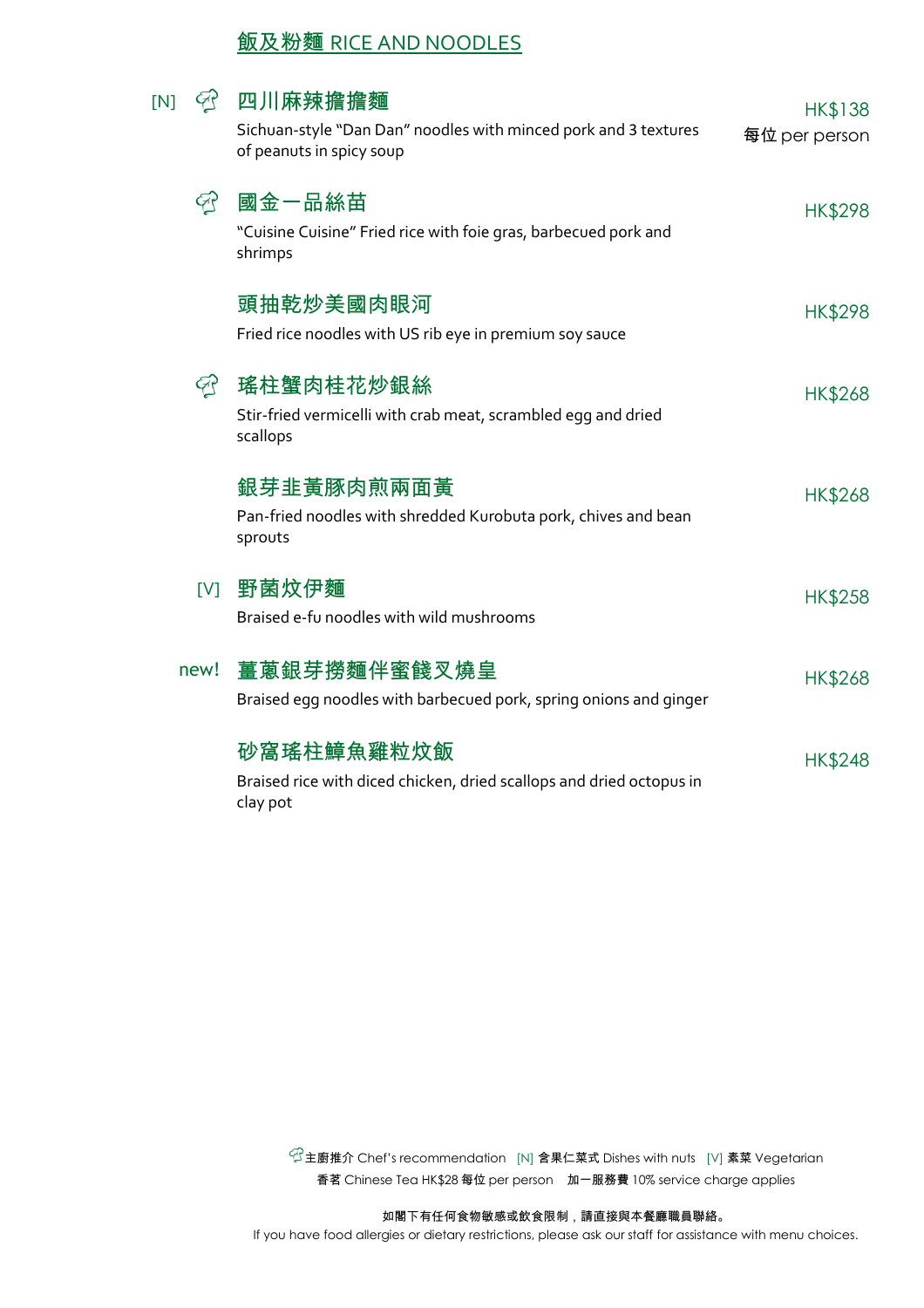## 飯及粉麵 RICE AND NOODLES

| | | |
|---|---|---|
| [N] 🧑‍🍳 | **四川麻辣擔擔麵**<br>Sichuan-style "Dan Dan" noodles with minced pork and 3 textures of peanuts in spicy soup | HK$138<br>每位 per person |
| 🧑‍🍳 | **國金一品絲苗**<br>"Cuisine Cuisine" Fried rice with foie gras, barbecued pork and shrimps | HK$298 |
| | **頭抽乾炒美國肉眼河**<br>Fried rice noodles with US rib eye in premium soy sauce | HK$298 |
| 🧑‍🍳 | **瑤柱蟹肉桂花炒銀絲**<br>Stir-fried vermicelli with crab meat, scrambled egg and dried scallops | HK$268 |
| | **銀芽韭黃豚肉煎兩面黃**<br>Pan-fried noodles with shredded Kurobuta pork, chives and bean sprouts | HK$268 |
| [V] | **野菌炆伊麵**<br>Braised e-fu noodles with wild mushrooms | HK$258 |
| new! | **薑蔥銀芽撈麵伴蜜餞叉燒皇**<br>Braised egg noodles with barbecued pork, spring onions and ginger | HK$268 |
| | **砂窩瑤柱鱆魚雞粒炆飯**<br>Braised rice with diced chicken, dried scallops and dried octopus in clay pot | HK$248 |

🧑‍🍳主廚推介 Chef's recommendation [N] 含果仁菜式 Dishes with nuts [V] 素菜 Vegetarian
香茗 Chinese Tea HK$28 每位 per person 加一服務費 10% service charge applies

**如閣下有任何食物敏感或飲食限制，請直接與本餐廳職員聯絡。**
If you have food allergies or dietary restrictions, please ask our staff for assistance with menu choices.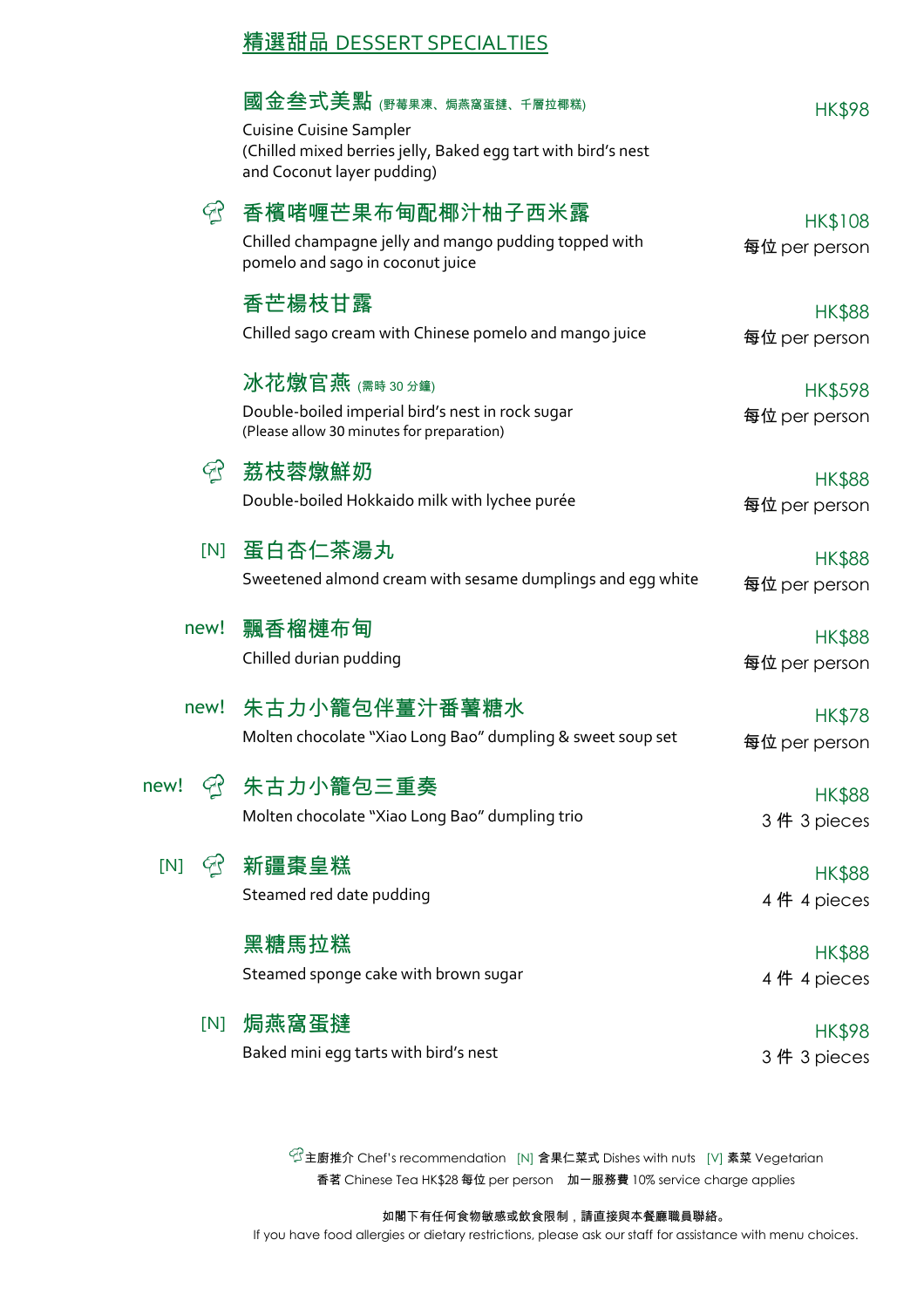## 精選甜品 DESSERT SPECIALTIES

| | | |
|---|---|---|
| | **國金叁式美點** (野莓果凍、焗燕窩蛋撻、千層拉椰糕)<br>Cuisine Cuisine Sampler<br>(Chilled mixed berries jelly, Baked egg tart with bird's nest and Coconut layer pudding) | HK$98 |
| 🍳 | **香檳啫喱芒果布甸配椰汁柚子西米露**<br>Chilled champagne jelly and mango pudding topped with pomelo and sago in coconut juice | HK$108<br>每位 per person |
| | **香芒楊枝甘露**<br>Chilled sago cream with Chinese pomelo and mango juice | HK$88<br>每位 per person |
| | **冰花燉官燕** (需時 30 分鐘)<br>Double-boiled imperial bird's nest in rock sugar<br>(Please allow 30 minutes for preparation) | HK$598<br>每位 per person |
| 🍳 | **荔枝蓉燉鮮奶**<br>Double-boiled Hokkaido milk with lychee purée | HK$88<br>每位 per person |
| [N] | **蛋白杏仁茶湯丸**<br>Sweetened almond cream with sesame dumplings and egg white | HK$88<br>每位 per person |
| new! | **飄香榴槤布甸**<br>Chilled durian pudding | HK$88<br>每位 per person |
| new! | **朱古力小籠包伴薑汁番薯糖水**<br>Molten chocolate "Xiao Long Bao" dumpling & sweet soup set | HK$78<br>每位 per person |
| new! 🍳 | **朱古力小籠包三重奏**<br>Molten chocolate "Xiao Long Bao" dumpling trio | HK$88<br>3 件 3 pieces |
| [N] 🍳 | **新疆棗皇糕**<br>Steamed red date pudding | HK$88<br>4 件 4 pieces |
| | **黑糖馬拉糕**<br>Steamed sponge cake with brown sugar | HK$88<br>4 件 4 pieces |
| [N] | **焗燕窩蛋撻**<br>Baked mini egg tarts with bird's nest | HK$98<br>3 件 3 pieces |

🍳主廚推介 Chef's recommendation [N] 含果仁菜式 Dishes with nuts [V] 素菜 Vegetarian

香茗 Chinese Tea HK$28 每位 per person 加一服務費 10% service charge applies

如閣下有任何食物敏感或飲食限制，請直接與本餐廳職員聯絡。

If you have food allergies or dietary restrictions, please ask our staff for assistance with menu choices.